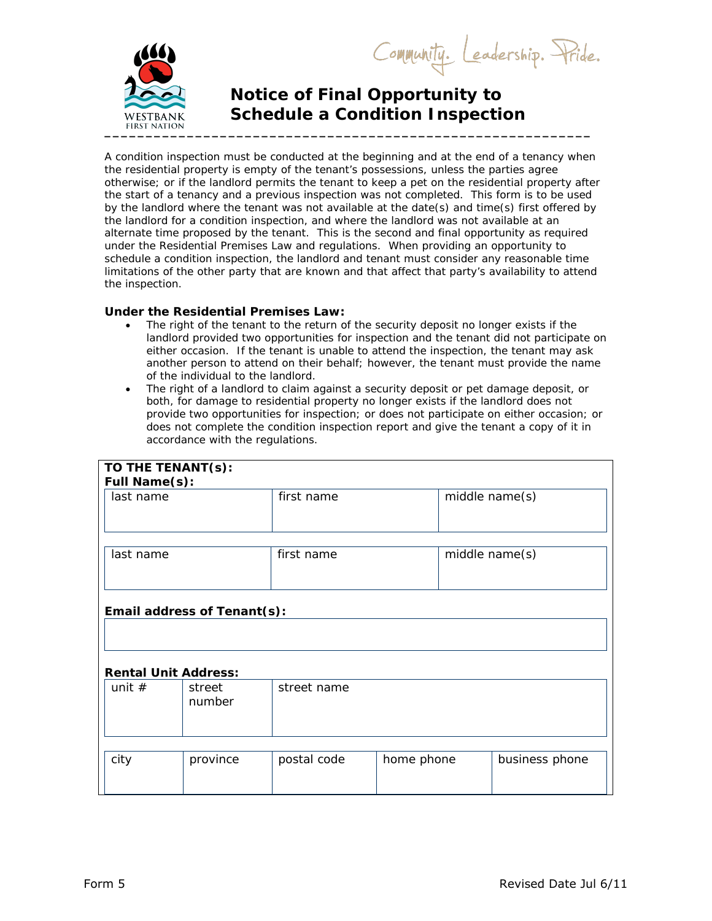Community. Leadership. Pride.

WESTBANK FIRST NATION

# Notice of Final Opportunity to Schedule a Condition Inspection

A condition inspection must be conducted at the beginning and at the end of a tenancy when the residential property is empty of the tenant's possessions, unless the parties agree otherwise; or if the landlord permits the tenant to keep a pet on the residential property after the start of a tenancy and a previous inspection was not completed. This form is to be used by the landlord where the tenant was not available at the date(s) and time(s) first offered by the landlord for a condition inspection, and where the landlord was not available at an alternate time proposed by the tenant. This is the second and final opportunity as required under the Residential Premises Law and regulations. When providing an opportunity to schedule a condition inspection, the landlord and tenant must consider any reasonable time limitations of the other party that are known and that affect that party's availability to attend the inspection.

**Under the Residential Premises Law:**

- The right of the tenant to the return of the security deposit no longer exists if the landlord provided two opportunities for inspection and the tenant did not participate on either occasion. If the tenant is unable to attend the inspection, the tenant may ask another person to attend on their behalf; however, the tenant must provide the name of the individual to the landlord.
- The right of a landlord to claim against a security deposit or pet damage deposit, or both, for damage to residential property no longer exists if the landlord does not provide two opportunities for inspection; or does not participate on either occasion; or does not complete the condition inspection report and give the tenant a copy of it in accordance with the regulations.

**TO THE TENANT(s):**

**Full Name(s):**

| last name | first name | middle name(s) |
|---|---|---|
| | | |

| last name | first name | middle name(s) |
|---|---|---|
| | | |

**Email address of Tenant(s):**

| |
|---|
| |

**Rental Unit Address:**

| unit # | street number | street name |
|---|---|---|
| | | |

| city | province | postal code | home phone | business phone |
|---|---|---|---|---|
| | | | | |

Form 5 Revised Date Jul 6/11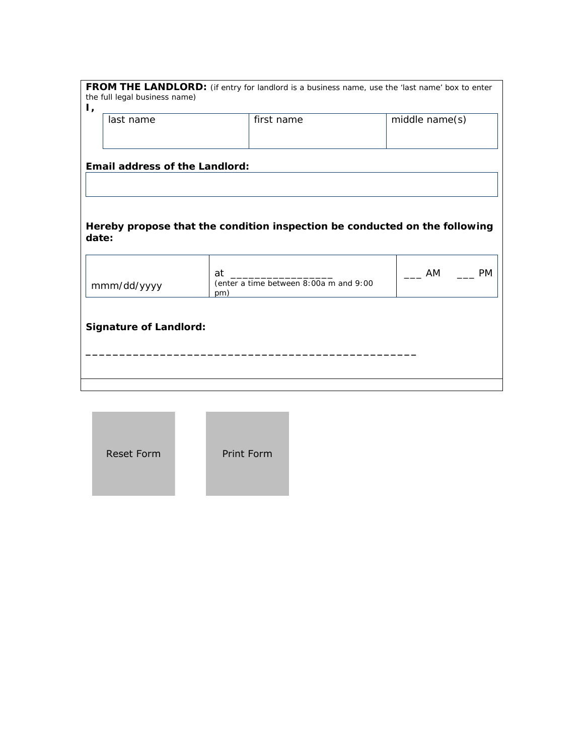**FROM THE LANDLORD:** (if entry for landlord is a business name, use the 'last name' box to enter the full legal business name)

**I ,**

| last name | first name | middle name(s) |
|---|---|---|
| | | |

**Email address of the Landlord:**

| |
|---|
| |

**Hereby propose that the condition inspection be conducted on the following date:**

| | | |
|---|---|---|
| mmm/dd/yyyy | at ________________ (enter a time between 8:00a m and 9:00 pm) | ___ AM ___ PM |

**Signature of Landlord:**

_________________________________________________

Reset Form

Print Form